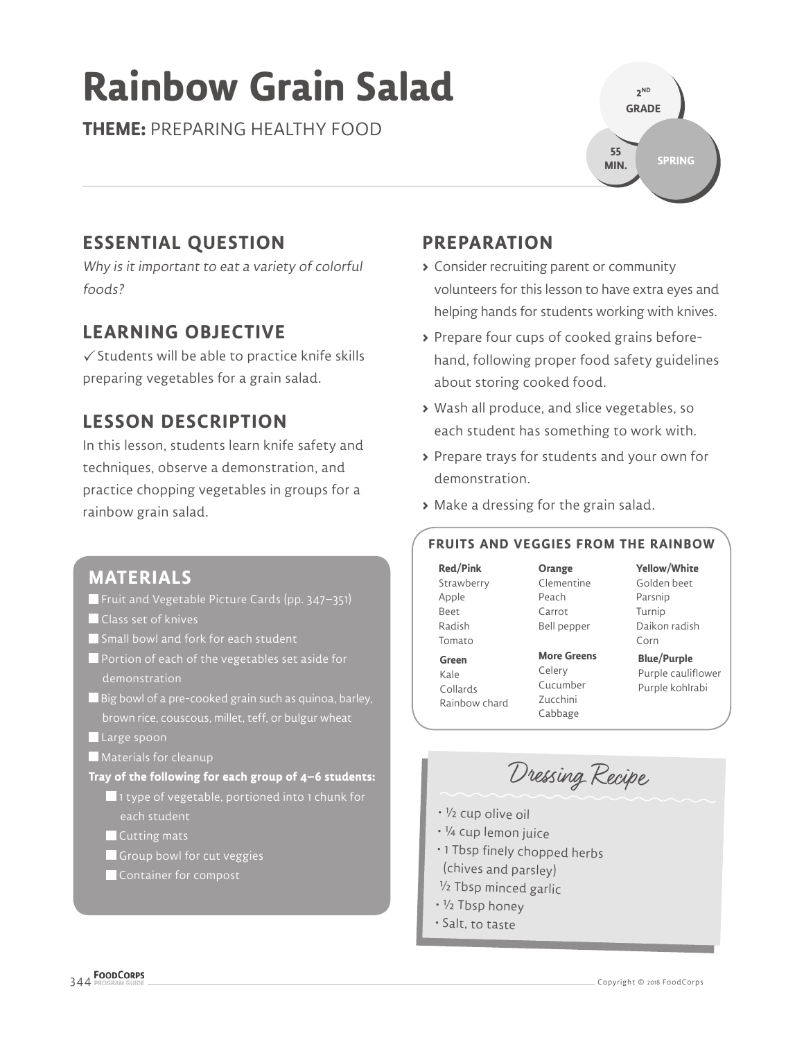# Rainbow Grain Salad

**THEME:** PREPARING HEALTHY FOOD

2ND GRADE | 55 MIN. | SPRING

## ESSENTIAL QUESTION

*Why is it important to eat a variety of colorful foods?*

## LEARNING OBJECTIVE

✓ Students will be able to practice knife skills preparing vegetables for a grain salad.

## LESSON DESCRIPTION

In this lesson, students learn knife safety and techniques, observe a demonstration, and practice chopping vegetables in groups for a rainbow grain salad.

## MATERIALS

- Fruit and Vegetable Picture Cards (pp. 347–351)
- Class set of knives
- Small bowl and fork for each student
- Portion of each of the vegetables set aside for demonstration
- Big bowl of a pre-cooked grain such as quinoa, barley, brown rice, couscous, millet, teff, or bulgur wheat
- Large spoon
- Materials for cleanup

**Tray of the following for each group of 4–6 students:**

- 1 type of vegetable, portioned into 1 chunk for each student
- Cutting mats
- Group bowl for cut veggies
- Container for compost

## PREPARATION

- Consider recruiting parent or community volunteers for this lesson to have extra eyes and helping hands for students working with knives.
- Prepare four cups of cooked grains beforehand, following proper food safety guidelines about storing cooked food.
- Wash all produce, and slice vegetables, so each student has something to work with.
- Prepare trays for students and your own for demonstration.
- Make a dressing for the grain salad.

### FRUITS AND VEGGIES FROM THE RAINBOW

**Red/Pink**
Strawberry
Apple
Beet
Radish
Tomato

**Orange**
Clementine
Peach
Carrot
Bell pepper

**Yellow/White**
Golden beet
Parsnip
Turnip
Daikon radish
Corn

**Green**
Kale
Collards
Rainbow chard

**More Greens**
Celery
Cucumber
Zucchini
Cabbage

**Blue/Purple**
Purple cauliflower
Purple kohlrabi

### Dressing Recipe

- ½ cup olive oil
- ¼ cup lemon juice
- 1 Tbsp finely chopped herbs (chives and parsley)
- ½ Tbsp minced garlic
- ½ Tbsp honey
- Salt, to taste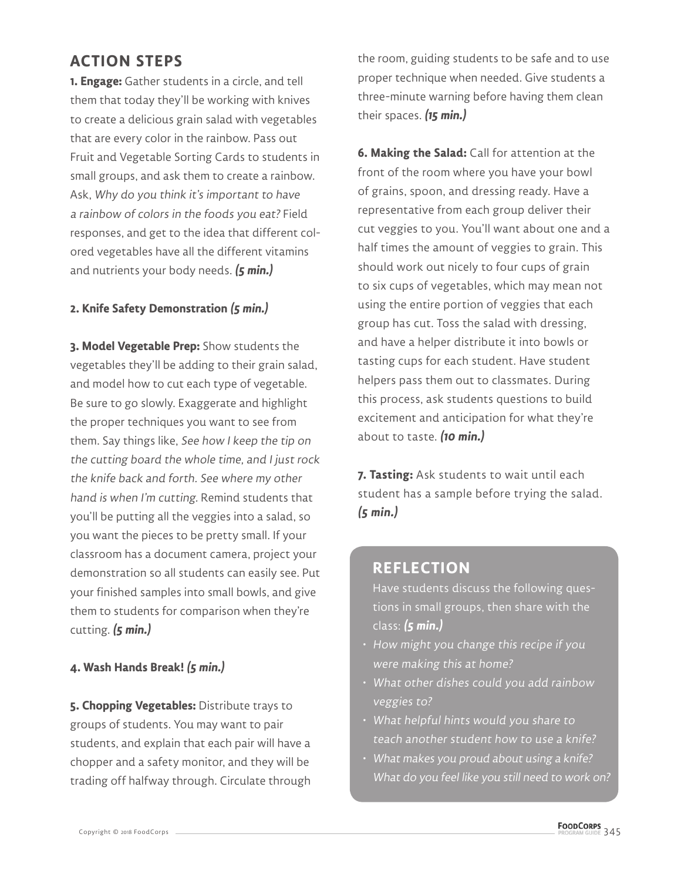## ACTION STEPS

**1. Engage:** Gather students in a circle, and tell them that today they'll be working with knives to create a delicious grain salad with vegetables that are every color in the rainbow. Pass out Fruit and Vegetable Sorting Cards to students in small groups, and ask them to create a rainbow. Ask, *Why do you think it's important to have a rainbow of colors in the foods you eat?* Field responses, and get to the idea that different colored vegetables have all the different vitamins and nutrients your body needs. ***(5 min.)***

**2. Knife Safety Demonstration *(5 min.)***

**3. Model Vegetable Prep:** Show students the vegetables they'll be adding to their grain salad, and model how to cut each type of vegetable. Be sure to go slowly. Exaggerate and highlight the proper techniques you want to see from them. Say things like, *See how I keep the tip on the cutting board the whole time, and I just rock the knife back and forth. See where my other hand is when I'm cutting.* Remind students that you'll be putting all the veggies into a salad, so you want the pieces to be pretty small. If your classroom has a document camera, project your demonstration so all students can easily see. Put your finished samples into small bowls, and give them to students for comparison when they're cutting. ***(5 min.)***

**4. Wash Hands Break! *(5 min.)***

**5. Chopping Vegetables:** Distribute trays to groups of students. You may want to pair students, and explain that each pair will have a chopper and a safety monitor, and they will be trading off halfway through. Circulate through the room, guiding students to be safe and to use proper technique when needed. Give students a three-minute warning before having them clean their spaces. ***(15 min.)***

**6. Making the Salad:** Call for attention at the front of the room where you have your bowl of grains, spoon, and dressing ready. Have a representative from each group deliver their cut veggies to you. You'll want about one and a half times the amount of veggies to grain. This should work out nicely to four cups of grain to six cups of vegetables, which may mean not using the entire portion of veggies that each group has cut. Toss the salad with dressing, and have a helper distribute it into bowls or tasting cups for each student. Have student helpers pass them out to classmates. During this process, ask students questions to build excitement and anticipation for what they're about to taste. ***(10 min.)***

**7. Tasting:** Ask students to wait until each student has a sample before trying the salad. ***(5 min.)***

## REFLECTION

Have students discuss the following questions in small groups, then share with the class: ***(5 min.)***

- *How might you change this recipe if you were making this at home?*
- *What other dishes could you add rainbow veggies to?*
- *What helpful hints would you share to teach another student how to use a knife?*
- *What makes you proud about using a knife? What do you feel like you still need to work on?*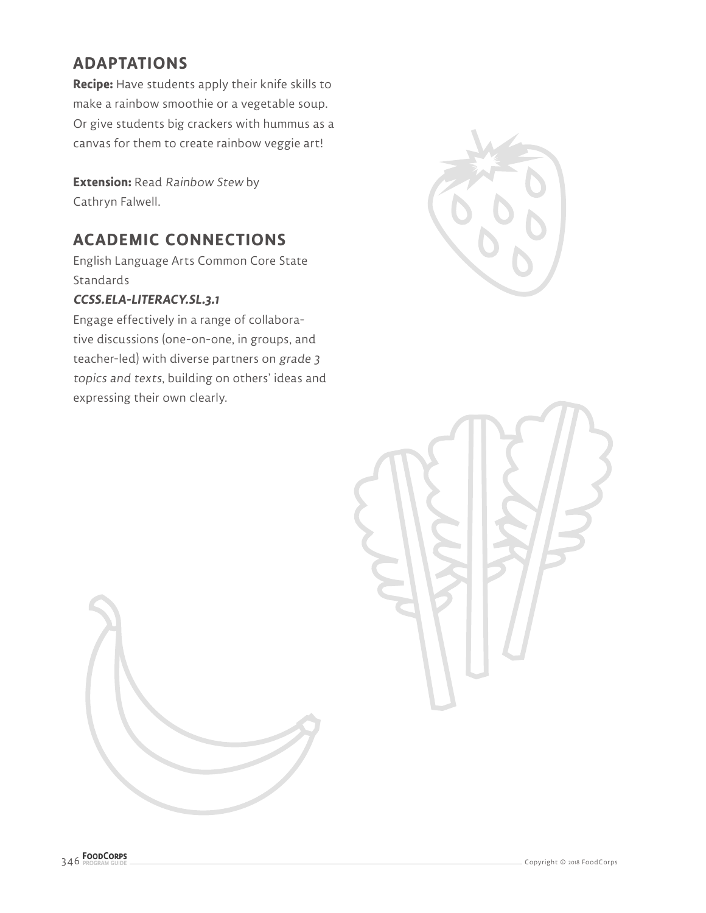## ADAPTATIONS

**Recipe:** Have students apply their knife skills to make a rainbow smoothie or a vegetable soup. Or give students big crackers with hummus as a canvas for them to create rainbow veggie art!

**Extension:** Read *Rainbow Stew* by Cathryn Falwell.

## ACADEMIC CONNECTIONS

English Language Arts Common Core State Standards

***CCSS.ELA-LITERACY.SL.3.1***

Engage effectively in a range of collaborative discussions (one-on-one, in groups, and teacher-led) with diverse partners on *grade 3 topics and texts*, building on others' ideas and expressing their own clearly.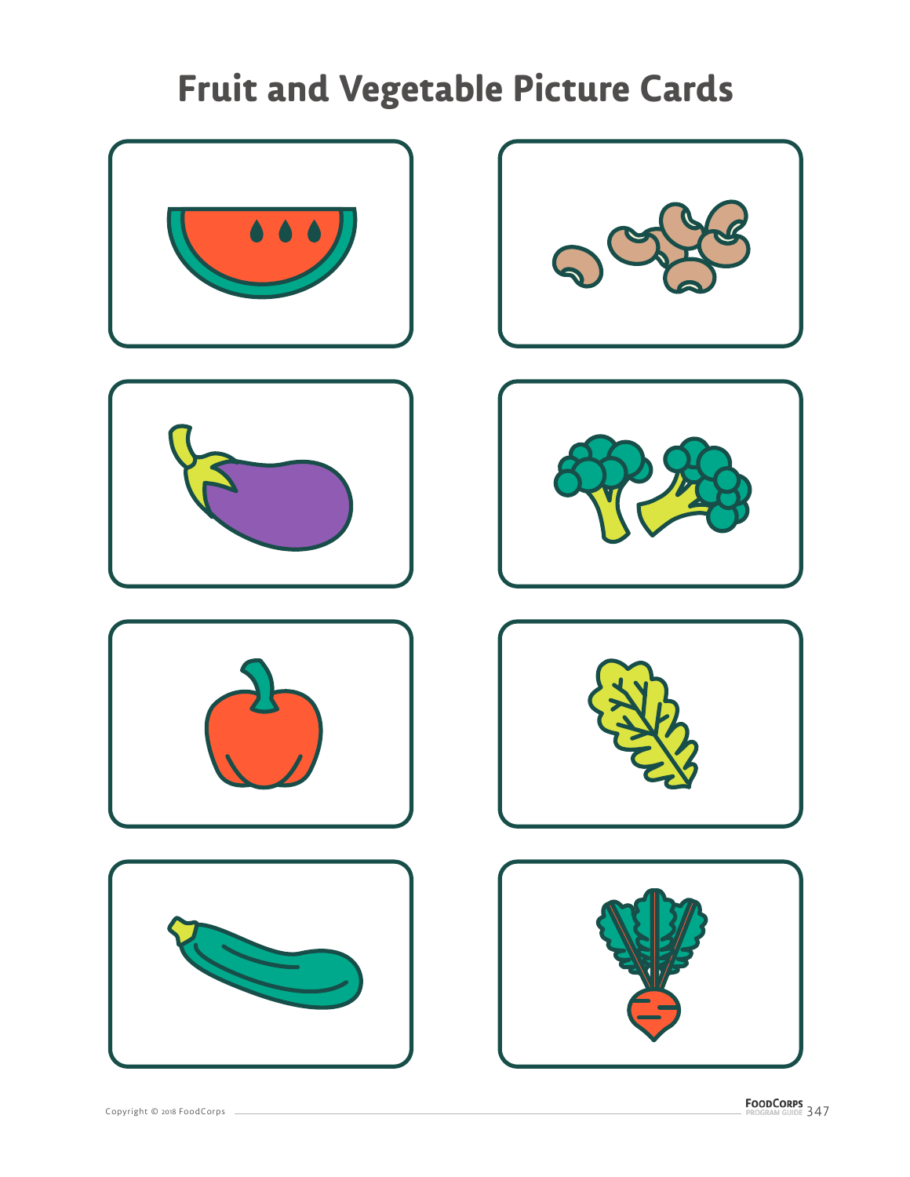# Fruit and Vegetable Picture Cards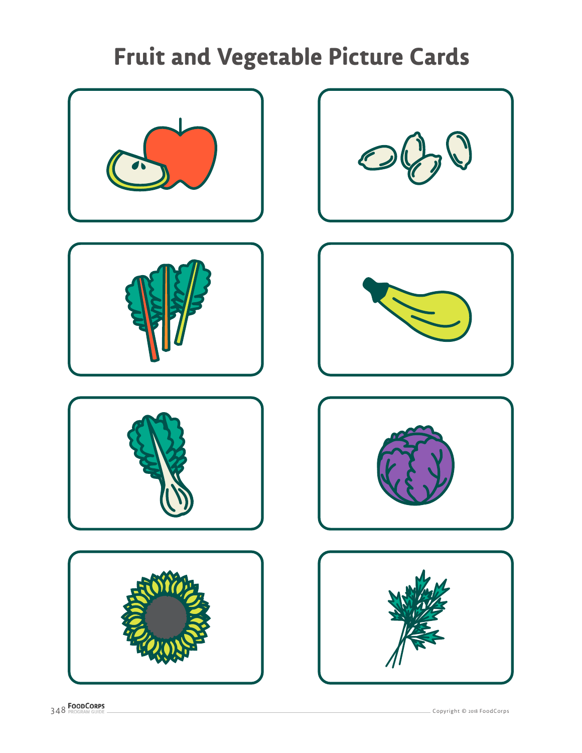# Fruit and Vegetable Picture Cards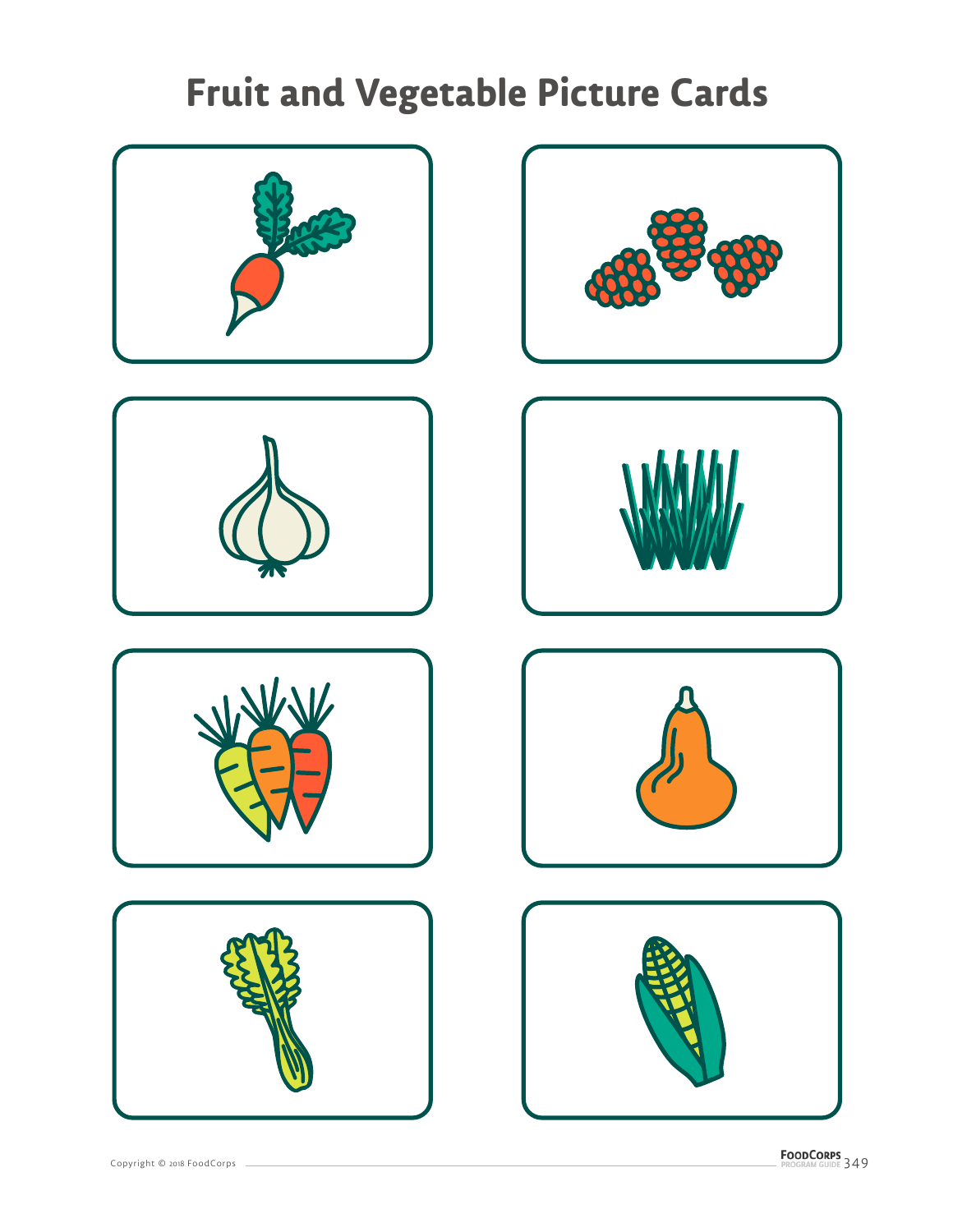# Fruit and Vegetable Picture Cards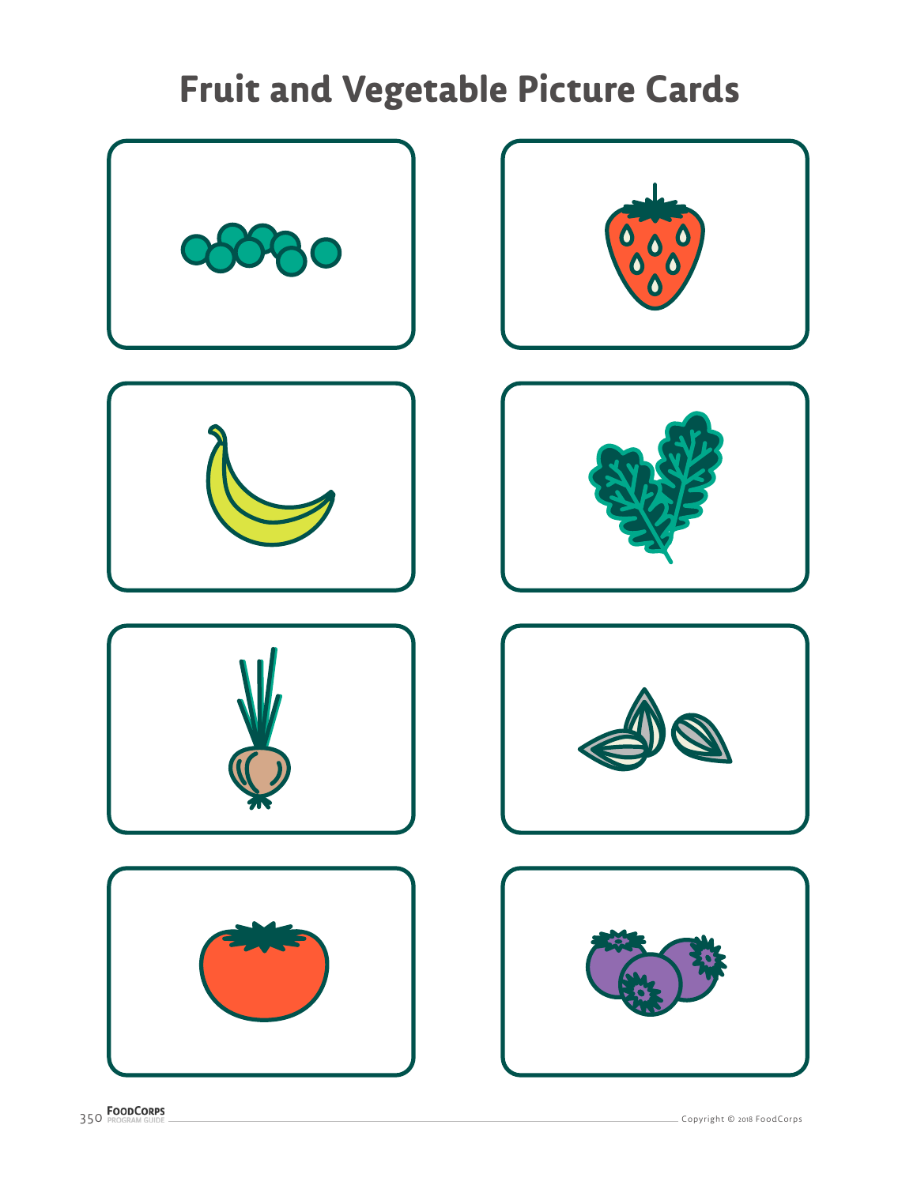# Fruit and Vegetable Picture Cards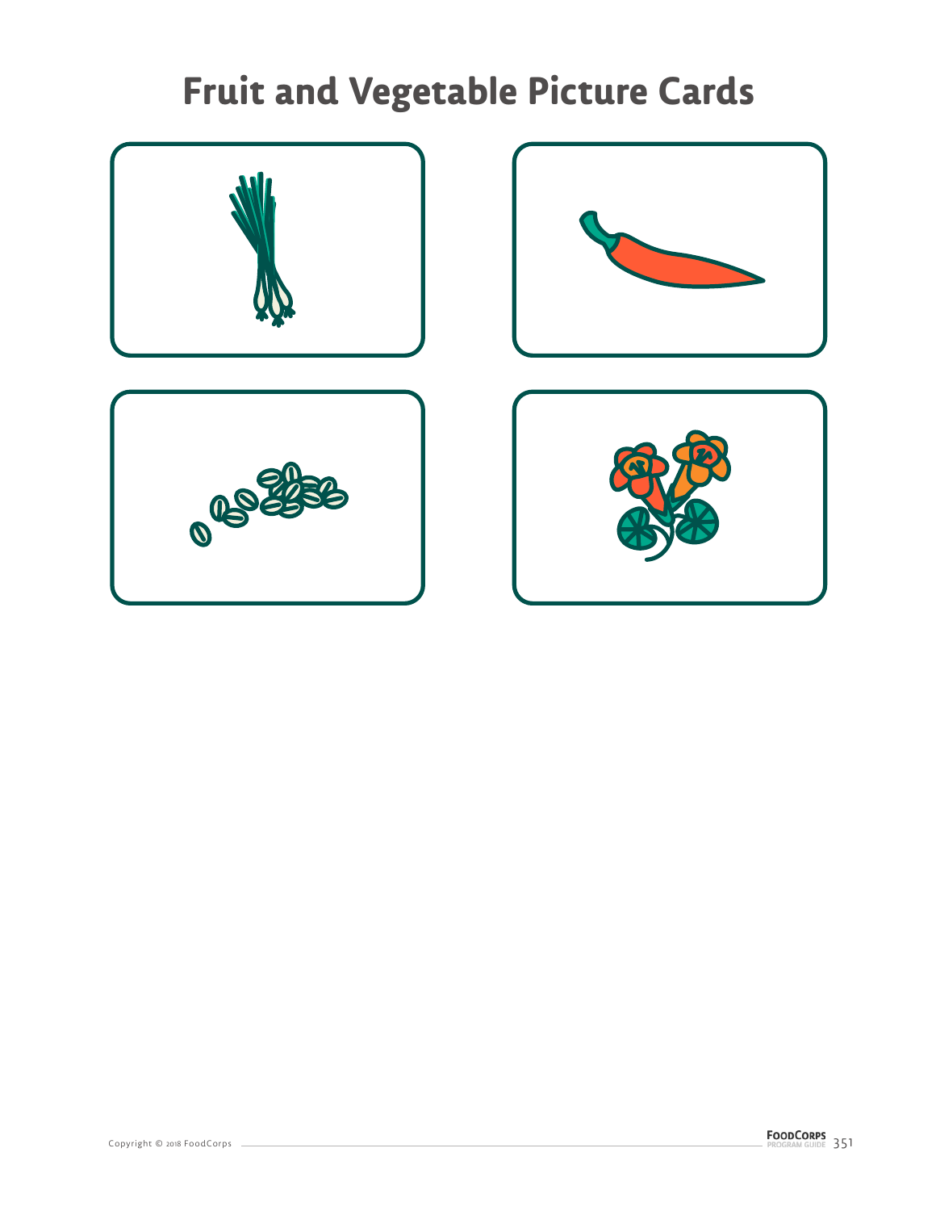# Fruit and Vegetable Picture Cards